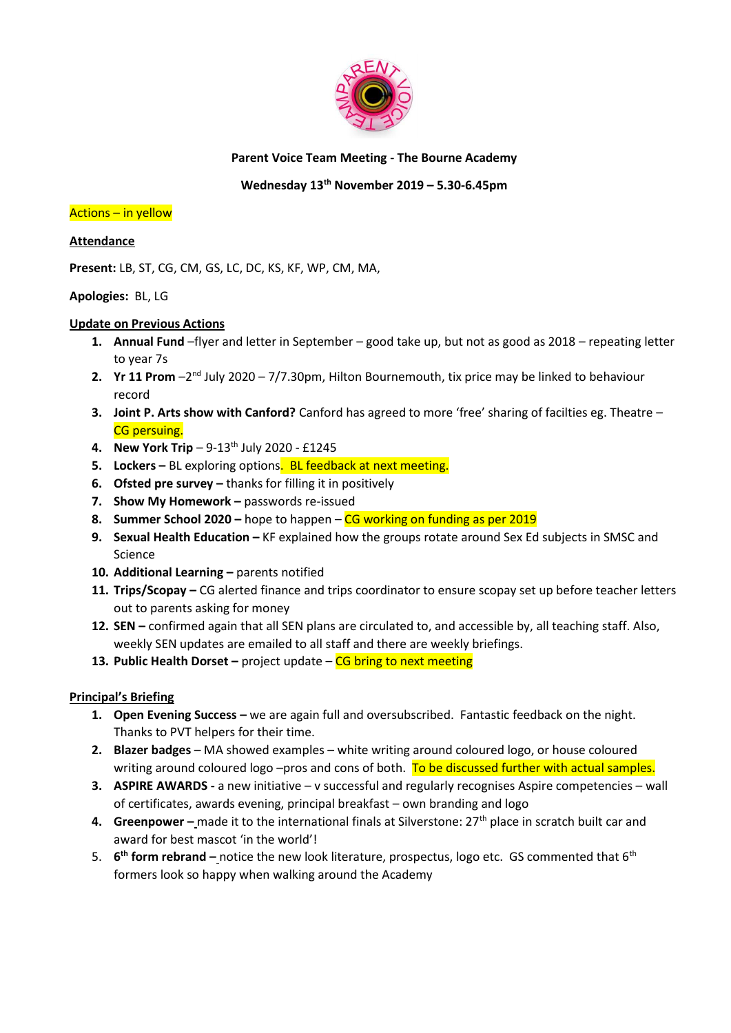**Parent Voice Team Meeting - The Bourne Academy**

**Wednesday 13th November 2019 – 5.30-6.45pm**

Actions – in yellow

**Attendance**

**Present:** LB, ST, CG, CM, GS, LC, DC, KS, KF, WP, CM, MA,

**Apologies:** BL, LG

**Update on Previous Actions**

1. **Annual Fund** –flyer and letter in September – good take up, but not as good as 2018 – repeating letter to year 7s
2. **Yr 11 Prom** –2nd July 2020 – 7/7.30pm, Hilton Bournemouth, tix price may be linked to behaviour record
3. **Joint P. Arts show with Canford?** Canford has agreed to more 'free' sharing of facilties eg. Theatre – CG persuing.
4. **New York Trip** – 9-13th July 2020 - £1245
5. **Lockers –** BL exploring options. BL feedback at next meeting.
6. **Ofsted pre survey –** thanks for filling it in positively
7. **Show My Homework –** passwords re-issued
8. **Summer School 2020 –** hope to happen – CG working on funding as per 2019
9. **Sexual Health Education –** KF explained how the groups rotate around Sex Ed subjects in SMSC and Science
10. **Additional Learning –** parents notified
11. **Trips/Scopay –** CG alerted finance and trips coordinator to ensure scopay set up before teacher letters out to parents asking for money
12. **SEN –** confirmed again that all SEN plans are circulated to, and accessible by, all teaching staff. Also, weekly SEN updates are emailed to all staff and there are weekly briefings.
13. **Public Health Dorset –** project update – CG bring to next meeting

**Principal's Briefing**

1. **Open Evening Success –** we are again full and oversubscribed. Fantastic feedback on the night. Thanks to PVT helpers for their time.
2. **Blazer badges** – MA showed examples – white writing around coloured logo, or house coloured writing around coloured logo –pros and cons of both. To be discussed further with actual samples.
3. **ASPIRE AWARDS -** a new initiative – v successful and regularly recognises Aspire competencies – wall of certificates, awards evening, principal breakfast – own branding and logo
4. **Greenpower –** made it to the international finals at Silverstone: 27th place in scratch built car and award for best mascot 'in the world'!
5. **6th form rebrand –** notice the new look literature, prospectus, logo etc. GS commented that 6th formers look so happy when walking around the Academy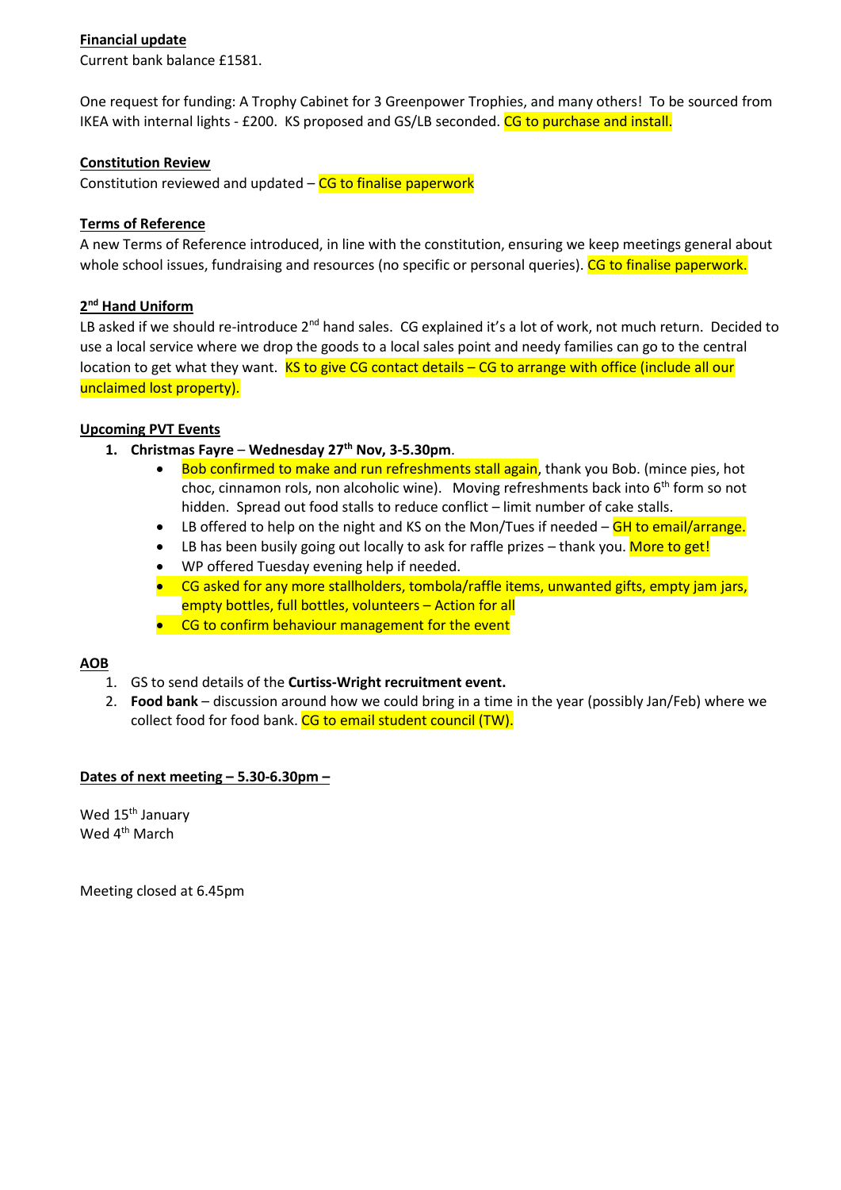**Financial update**

Current bank balance £1581.

One request for funding: A Trophy Cabinet for 3 Greenpower Trophies, and many others! To be sourced from IKEA with internal lights - £200. KS proposed and GS/LB seconded. CG to purchase and install.

**Constitution Review**

Constitution reviewed and updated – CG to finalise paperwork

**Terms of Reference**

A new Terms of Reference introduced, in line with the constitution, ensuring we keep meetings general about whole school issues, fundraising and resources (no specific or personal queries). CG to finalise paperwork.

**2nd Hand Uniform**

LB asked if we should re-introduce 2nd hand sales. CG explained it's a lot of work, not much return. Decided to use a local service where we drop the goods to a local sales point and needy families can go to the central location to get what they want. KS to give CG contact details – CG to arrange with office (include all our unclaimed lost property).

**Upcoming PVT Events**

1. **Christmas Fayre** – **Wednesday 27th Nov, 3-5.30pm**.
   - Bob confirmed to make and run refreshments stall again, thank you Bob. (mince pies, hot choc, cinnamon rols, non alcoholic wine). Moving refreshments back into 6th form so not hidden. Spread out food stalls to reduce conflict – limit number of cake stalls.
   - LB offered to help on the night and KS on the Mon/Tues if needed – GH to email/arrange.
   - LB has been busily going out locally to ask for raffle prizes – thank you. More to get!
   - WP offered Tuesday evening help if needed.
   - CG asked for any more stallholders, tombola/raffle items, unwanted gifts, empty jam jars, empty bottles, full bottles, volunteers – Action for all
   - CG to confirm behaviour management for the event

**AOB**

1. GS to send details of the **Curtiss-Wright recruitment event.**
2. **Food bank** – discussion around how we could bring in a time in the year (possibly Jan/Feb) where we collect food for food bank. CG to email student council (TW).

**Dates of next meeting – 5.30-6.30pm –**

Wed 15th January
Wed 4th March

Meeting closed at 6.45pm